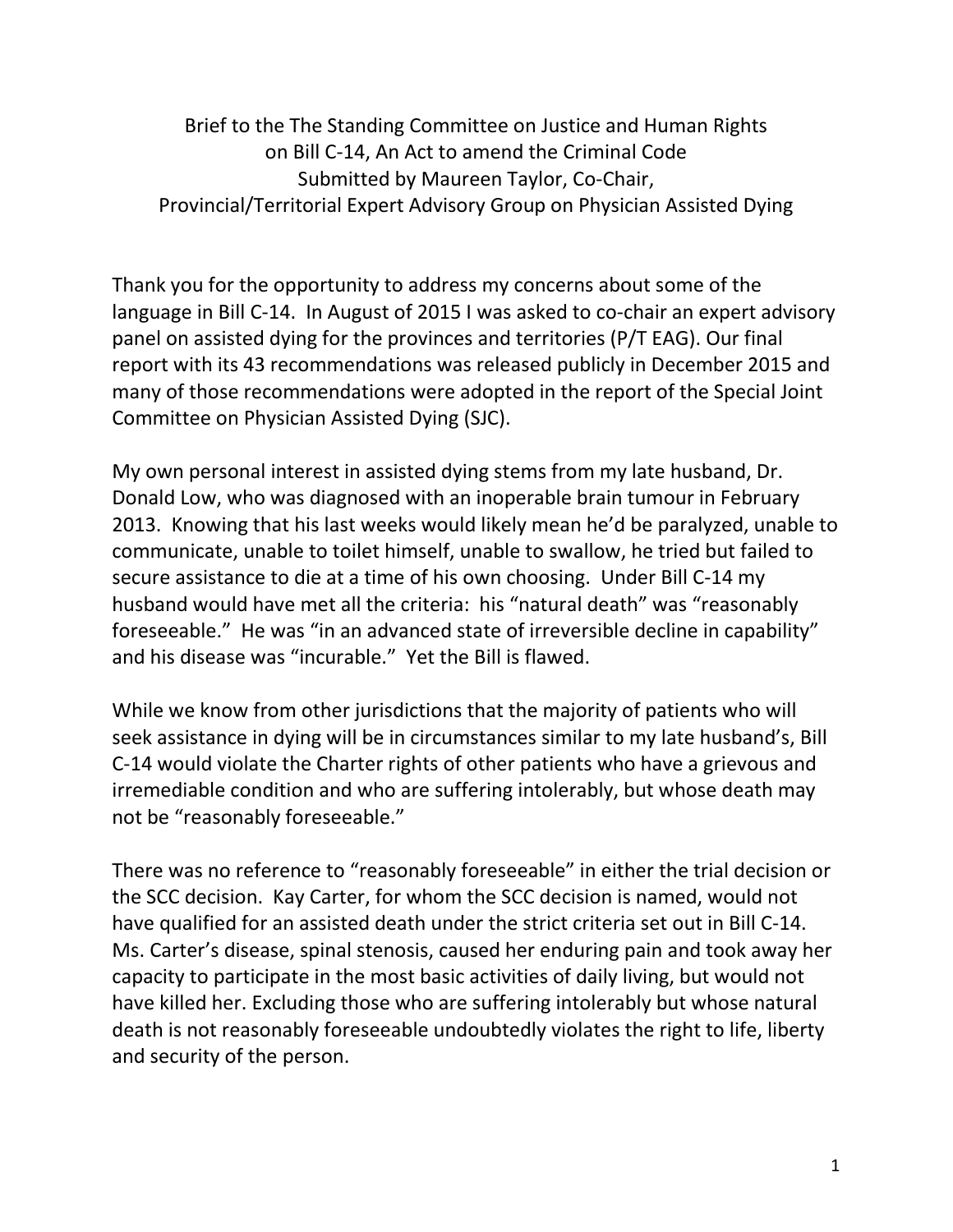Brief to the The Standing Committee on Justice and Human Rights
on Bill C-14, An Act to amend the Criminal Code
Submitted by Maureen Taylor, Co-Chair,
Provincial/Territorial Expert Advisory Group on Physician Assisted Dying

Thank you for the opportunity to address my concerns about some of the language in Bill C-14. In August of 2015 I was asked to co-chair an expert advisory panel on assisted dying for the provinces and territories (P/T EAG). Our final report with its 43 recommendations was released publicly in December 2015 and many of those recommendations were adopted in the report of the Special Joint Committee on Physician Assisted Dying (SJC).

My own personal interest in assisted dying stems from my late husband, Dr. Donald Low, who was diagnosed with an inoperable brain tumour in February 2013. Knowing that his last weeks would likely mean he'd be paralyzed, unable to communicate, unable to toilet himself, unable to swallow, he tried but failed to secure assistance to die at a time of his own choosing. Under Bill C-14 my husband would have met all the criteria: his "natural death" was "reasonably foreseeable." He was "in an advanced state of irreversible decline in capability" and his disease was "incurable." Yet the Bill is flawed.

While we know from other jurisdictions that the majority of patients who will seek assistance in dying will be in circumstances similar to my late husband's, Bill C-14 would violate the Charter rights of other patients who have a grievous and irremediable condition and who are suffering intolerably, but whose death may not be "reasonably foreseeable."

There was no reference to "reasonably foreseeable" in either the trial decision or the SCC decision. Kay Carter, for whom the SCC decision is named, would not have qualified for an assisted death under the strict criteria set out in Bill C-14. Ms. Carter's disease, spinal stenosis, caused her enduring pain and took away her capacity to participate in the most basic activities of daily living, but would not have killed her. Excluding those who are suffering intolerably but whose natural death is not reasonably foreseeable undoubtedly violates the right to life, liberty and security of the person.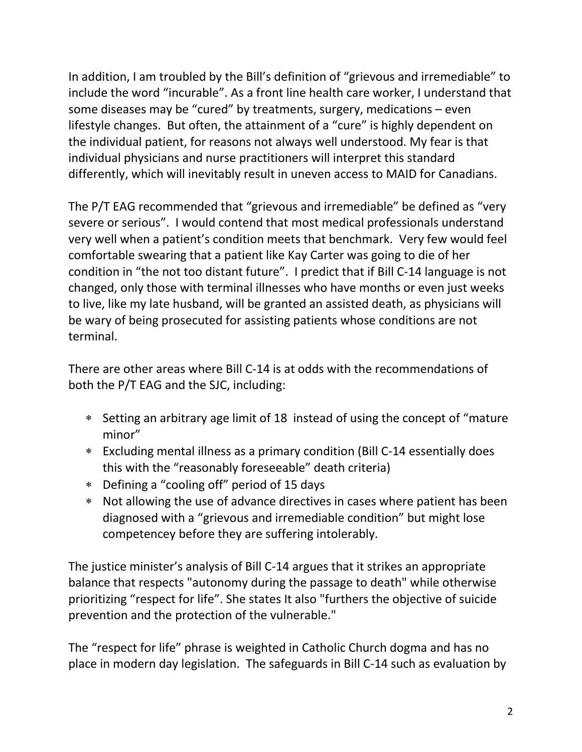In addition, I am troubled by the Bill's definition of "grievous and irremediable" to include the word "incurable". As a front line health care worker, I understand that some diseases may be "cured" by treatments, surgery, medications – even lifestyle changes. But often, the attainment of a "cure" is highly dependent on the individual patient, for reasons not always well understood. My fear is that individual physicians and nurse practitioners will interpret this standard differently, which will inevitably result in uneven access to MAID for Canadians.

The P/T EAG recommended that "grievous and irremediable" be defined as "very severe or serious". I would contend that most medical professionals understand very well when a patient's condition meets that benchmark. Very few would feel comfortable swearing that a patient like Kay Carter was going to die of her condition in "the not too distant future". I predict that if Bill C-14 language is not changed, only those with terminal illnesses who have months or even just weeks to live, like my late husband, will be granted an assisted death, as physicians will be wary of being prosecuted for assisting patients whose conditions are not terminal.

There are other areas where Bill C-14 is at odds with the recommendations of both the P/T EAG and the SJC, including:

* Setting an arbitrary age limit of 18 instead of using the concept of "mature minor"
* Excluding mental illness as a primary condition (Bill C-14 essentially does this with the "reasonably foreseeable" death criteria)
* Defining a "cooling off" period of 15 days
* Not allowing the use of advance directives in cases where patient has been diagnosed with a "grievous and irremediable condition" but might lose competencey before they are suffering intolerably.

The justice minister's analysis of Bill C-14 argues that it strikes an appropriate balance that respects "autonomy during the passage to death" while otherwise prioritizing "respect for life". She states It also "furthers the objective of suicide prevention and the protection of the vulnerable."

The "respect for life" phrase is weighted in Catholic Church dogma and has no place in modern day legislation. The safeguards in Bill C-14 such as evaluation by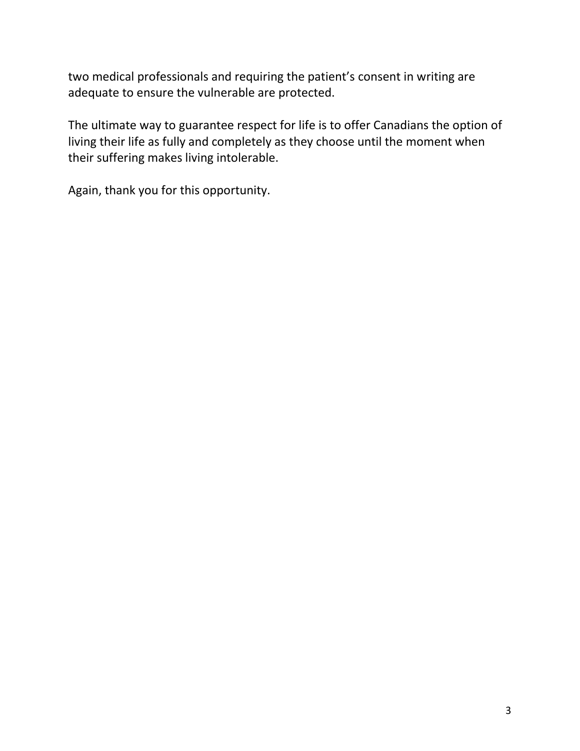two medical professionals and requiring the patient's consent in writing are adequate to ensure the vulnerable are protected.

The ultimate way to guarantee respect for life is to offer Canadians the option of living their life as fully and completely as they choose until the moment when their suffering makes living intolerable.

Again, thank you for this opportunity.